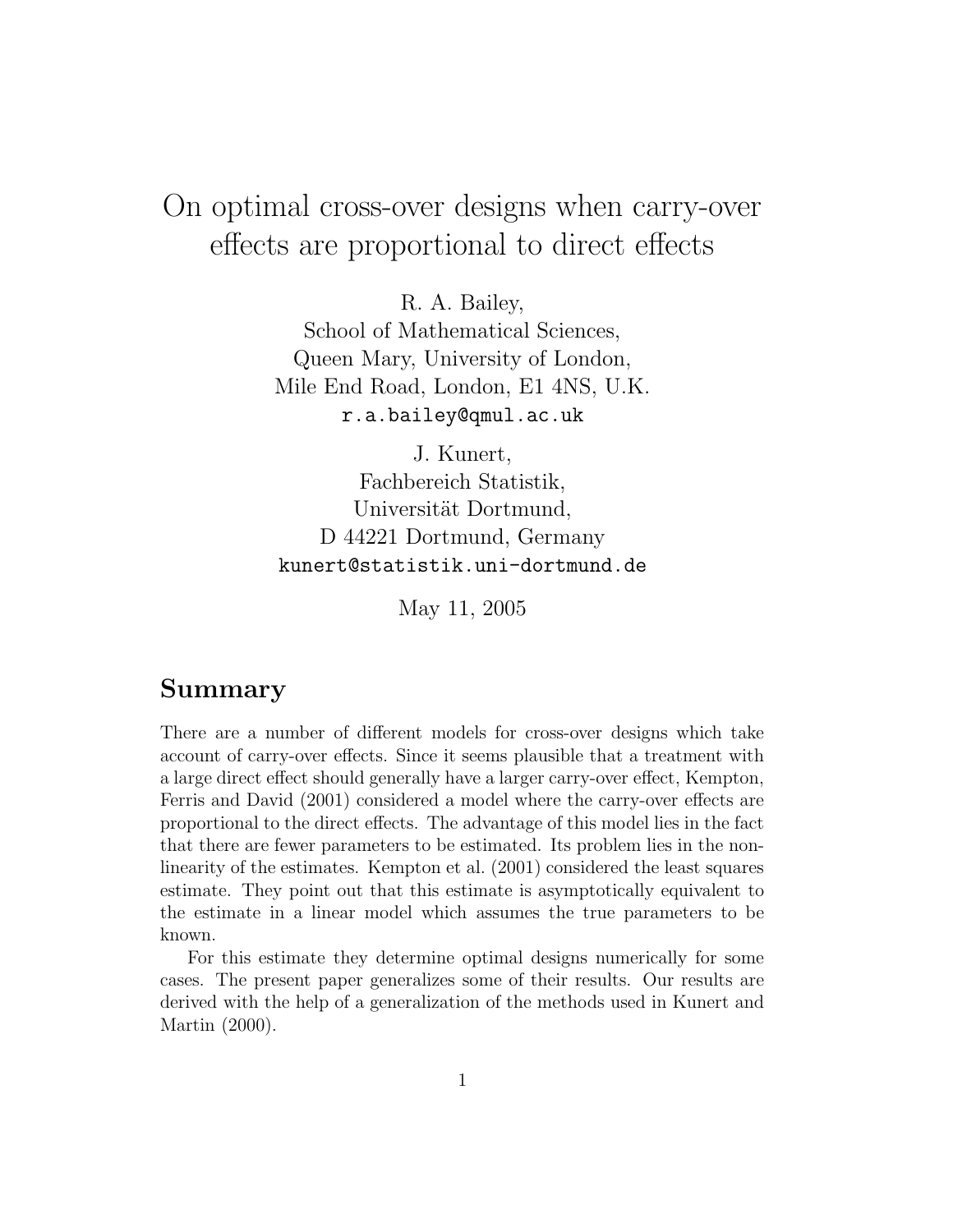# On optimal cross-over designs when carry-over effects are proportional to direct effects

R. A. Bailey,
School of Mathematical Sciences,
Queen Mary, University of London,
Mile End Road, London, E1 4NS, U.K.
r.a.bailey@qmul.ac.uk

J. Kunert,
Fachbereich Statistik,
Universität Dortmund,
D 44221 Dortmund, Germany
kunert@statistik.uni-dortmund.de

May 11, 2005

## Summary

There are a number of different models for cross-over designs which take account of carry-over effects. Since it seems plausible that a treatment with a large direct effect should generally have a larger carry-over effect, Kempton, Ferris and David (2001) considered a model where the carry-over effects are proportional to the direct effects. The advantage of this model lies in the fact that there are fewer parameters to be estimated. Its problem lies in the non-linearity of the estimates. Kempton et al. (2001) considered the least squares estimate. They point out that this estimate is asymptotically equivalent to the estimate in a linear model which assumes the true parameters to be known.

For this estimate they determine optimal designs numerically for some cases. The present paper generalizes some of their results. Our results are derived with the help of a generalization of the methods used in Kunert and Martin (2000).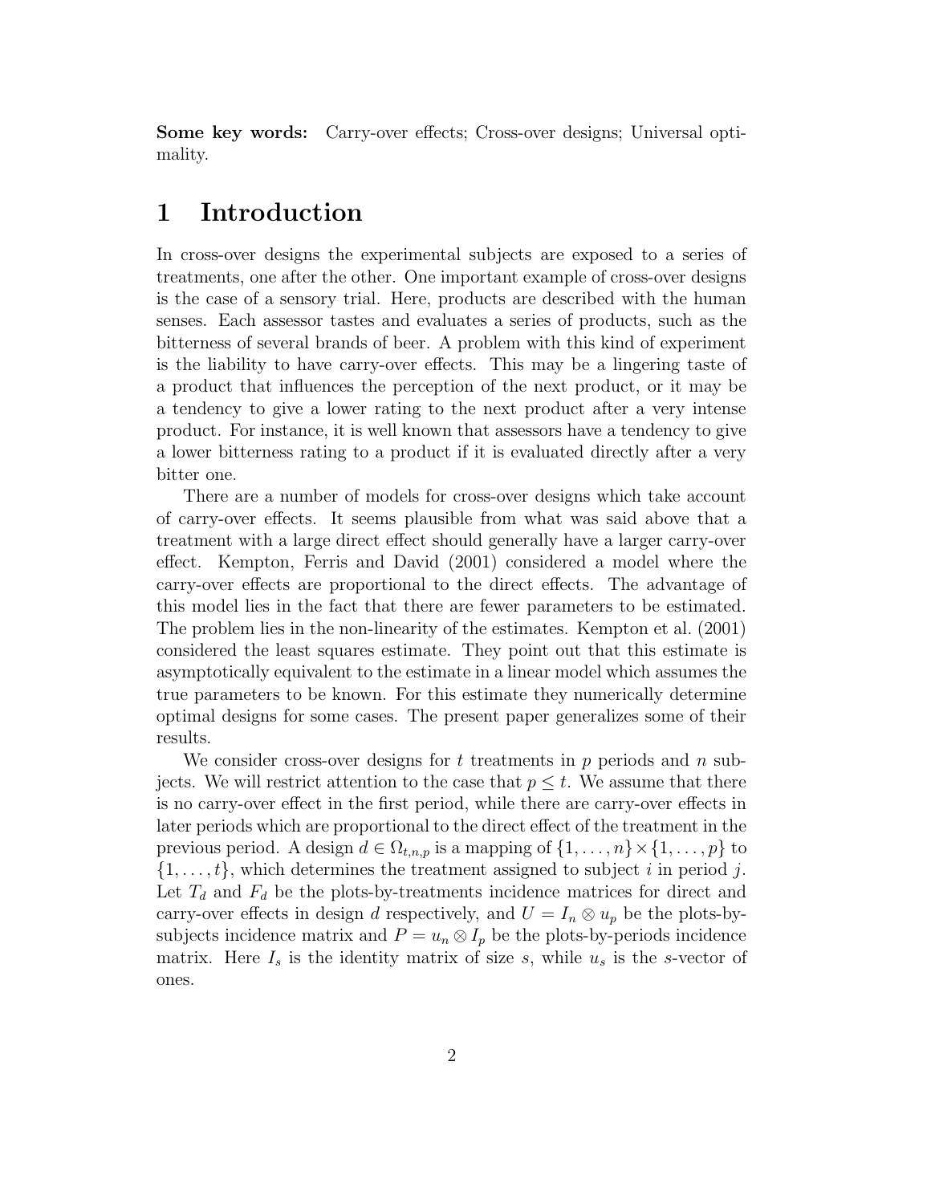**Some key words:** Carry-over effects; Cross-over designs; Universal optimality.

# 1 Introduction

In cross-over designs the experimental subjects are exposed to a series of treatments, one after the other. One important example of cross-over designs is the case of a sensory trial. Here, products are described with the human senses. Each assessor tastes and evaluates a series of products, such as the bitterness of several brands of beer. A problem with this kind of experiment is the liability to have carry-over effects. This may be a lingering taste of a product that influences the perception of the next product, or it may be a tendency to give a lower rating to the next product after a very intense product. For instance, it is well known that assessors have a tendency to give a lower bitterness rating to a product if it is evaluated directly after a very bitter one.

There are a number of models for cross-over designs which take account of carry-over effects. It seems plausible from what was said above that a treatment with a large direct effect should generally have a larger carry-over effect. Kempton, Ferris and David (2001) considered a model where the carry-over effects are proportional to the direct effects. The advantage of this model lies in the fact that there are fewer parameters to be estimated. The problem lies in the non-linearity of the estimates. Kempton et al. (2001) considered the least squares estimate. They point out that this estimate is asymptotically equivalent to the estimate in a linear model which assumes the true parameters to be known. For this estimate they numerically determine optimal designs for some cases. The present paper generalizes some of their results.

We consider cross-over designs for $t$ treatments in $p$ periods and $n$ subjects. We will restrict attention to the case that $p \leq t$. We assume that there is no carry-over effect in the first period, while there are carry-over effects in later periods which are proportional to the direct effect of the treatment in the previous period. A design $d \in \Omega_{t,n,p}$ is a mapping of $\{1, \ldots, n\} \times \{1, \ldots, p\}$ to $\{1, \ldots, t\}$, which determines the treatment assigned to subject $i$ in period $j$. Let $T_d$ and $F_d$ be the plots-by-treatments incidence matrices for direct and carry-over effects in design $d$ respectively, and $U = I_n \otimes u_p$ be the plots-by-subjects incidence matrix and $P = u_n \otimes I_p$ be the plots-by-periods incidence matrix. Here $I_s$ is the identity matrix of size $s$, while $u_s$ is the $s$-vector of ones.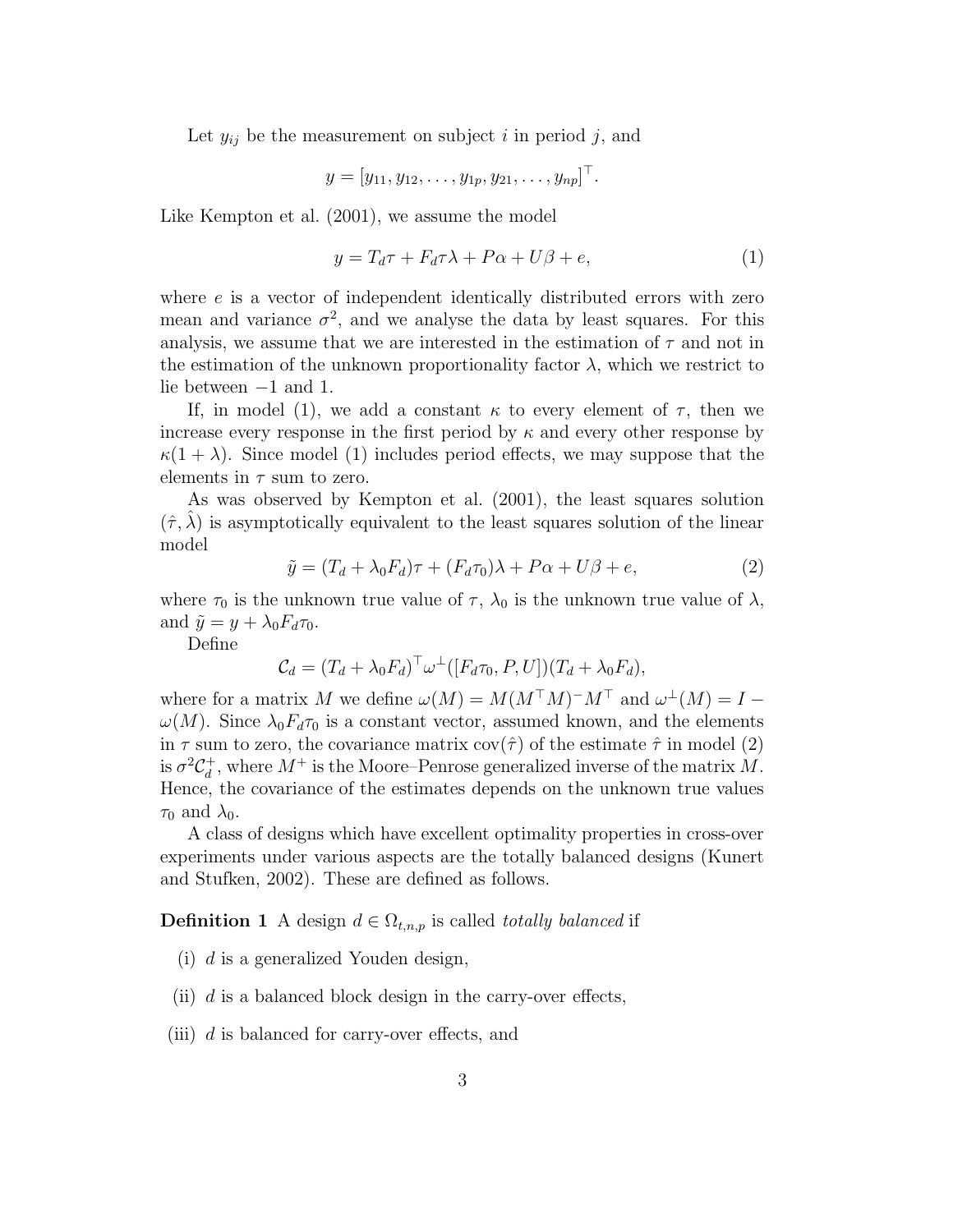Let $y_{ij}$ be the measurement on subject $i$ in period $j$, and

$$y = [y_{11}, y_{12}, \dots, y_{1p}, y_{21}, \dots, y_{np}]^\top.$$

Like Kempton et al. (2001), we assume the model

$$y = T_d\tau + F_d\tau\lambda + P\alpha + U\beta + e, \tag{1}$$

where $e$ is a vector of independent identically distributed errors with zero mean and variance $\sigma^2$, and we analyse the data by least squares. For this analysis, we assume that we are interested in the estimation of $\tau$ and not in the estimation of the unknown proportionality factor $\lambda$, which we restrict to lie between $-1$ and 1.

If, in model (1), we add a constant $\kappa$ to every element of $\tau$, then we increase every response in the first period by $\kappa$ and every other response by $\kappa(1+\lambda)$. Since model (1) includes period effects, we may suppose that the elements in $\tau$ sum to zero.

As was observed by Kempton et al. (2001), the least squares solution $(\hat{\tau}, \hat{\lambda})$ is asymptotically equivalent to the least squares solution of the linear model

$$\tilde{y} = (T_d + \lambda_0 F_d)\tau + (F_d\tau_0)\lambda + P\alpha + U\beta + e, \tag{2}$$

where $\tau_0$ is the unknown true value of $\tau$, $\lambda_0$ is the unknown true value of $\lambda$, and $\tilde{y} = y + \lambda_0 F_d \tau_0$.

Define

$$\mathcal{C}_d = (T_d + \lambda_0 F_d)^\top \omega^\perp([F_d\tau_0, P, U])(T_d + \lambda_0 F_d),$$

where for a matrix $M$ we define $\omega(M) = M(M^\top M)^- M^\top$ and $\omega^\perp(M) = I - \omega(M)$. Since $\lambda_0 F_d \tau_0$ is a constant vector, assumed known, and the elements in $\tau$ sum to zero, the covariance matrix $\mathrm{cov}(\hat{\tau})$ of the estimate $\hat{\tau}$ in model (2) is $\sigma^2 \mathcal{C}_d^+$, where $M^+$ is the Moore–Penrose generalized inverse of the matrix $M$. Hence, the covariance of the estimates depends on the unknown true values $\tau_0$ and $\lambda_0$.

A class of designs which have excellent optimality properties in cross-over experiments under various aspects are the totally balanced designs (Kunert and Stufken, 2002). These are defined as follows.

**Definition 1** A design $d \in \Omega_{t,n,p}$ is called *totally balanced* if

(i) $d$ is a generalized Youden design,

(ii) $d$ is a balanced block design in the carry-over effects,

(iii) $d$ is balanced for carry-over effects, and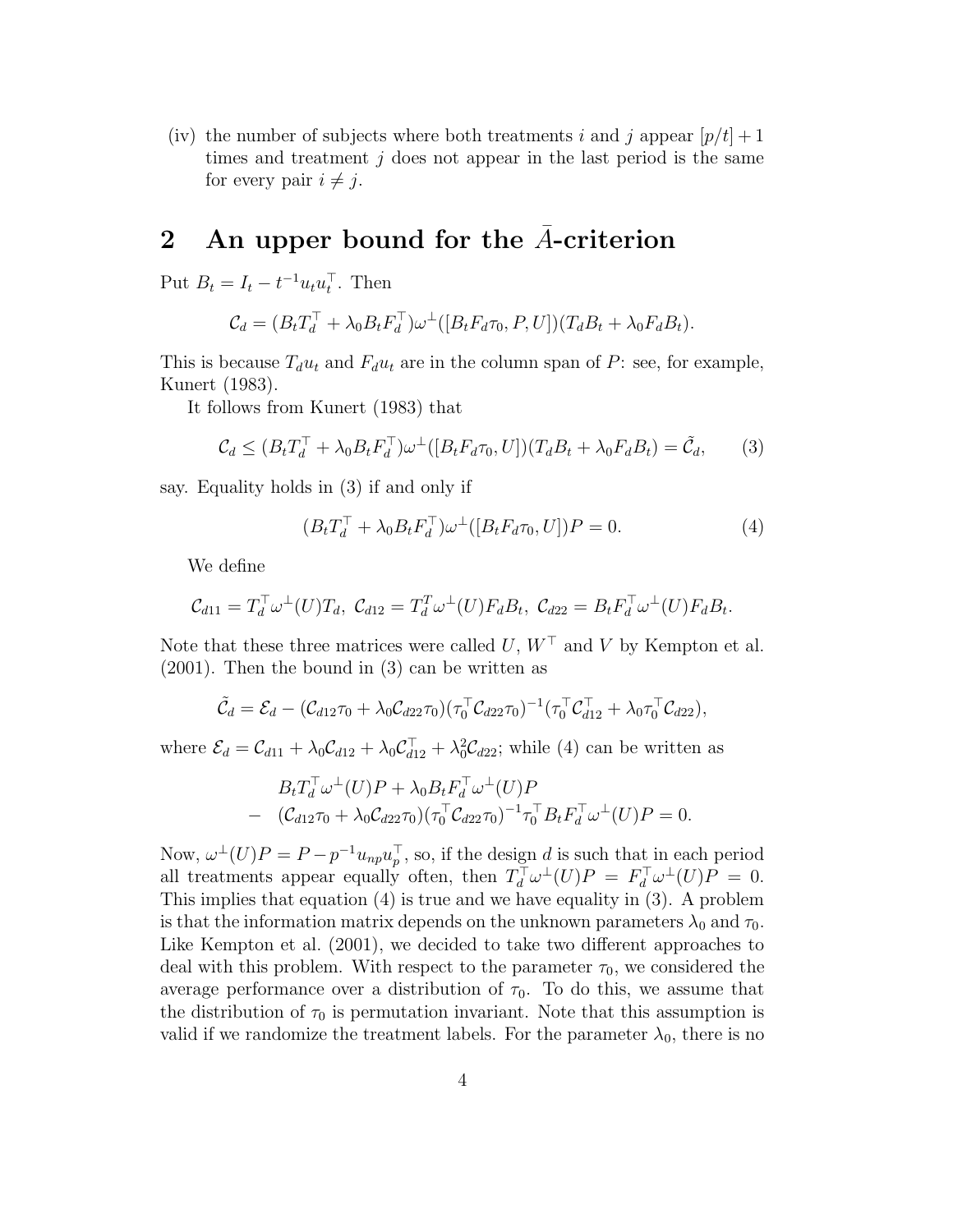(iv) the number of subjects where both treatments $i$ and $j$ appear $[p/t]+1$ times and treatment $j$ does not appear in the last period is the same for every pair $i \neq j$.

## 2 An upper bound for the $\bar{A}$-criterion

Put $B_t = I_t - t^{-1}u_t u_t^\top$. Then

$$\mathcal{C}_d = (B_t T_d^\top + \lambda_0 B_t F_d^\top)\omega^\perp([B_t F_d \tau_0, P, U])(T_d B_t + \lambda_0 F_d B_t).$$

This is because $T_d u_t$ and $F_d u_t$ are in the column span of $P$: see, for example, Kunert (1983).

It follows from Kunert (1983) that

$$\mathcal{C}_d \leq (B_t T_d^\top + \lambda_0 B_t F_d^\top)\omega^\perp([B_t F_d \tau_0, U])(T_d B_t + \lambda_0 F_d B_t) = \tilde{\mathcal{C}}_d, \qquad (3)$$

say. Equality holds in (3) if and only if

$$(B_t T_d^\top + \lambda_0 B_t F_d^\top)\omega^\perp([B_t F_d \tau_0, U])P = 0. \qquad (4)$$

We define

$$\mathcal{C}_{d11} = T_d^\top \omega^\perp(U) T_d,\ \mathcal{C}_{d12} = T_d^T \omega^\perp(U) F_d B_t,\ \mathcal{C}_{d22} = B_t F_d^\top \omega^\perp(U) F_d B_t.$$

Note that these three matrices were called $U$, $W^\top$ and $V$ by Kempton et al. (2001). Then the bound in (3) can be written as

$$\tilde{\mathcal{C}}_d = \mathcal{E}_d - (\mathcal{C}_{d12}\tau_0 + \lambda_0 \mathcal{C}_{d22}\tau_0)(\tau_0^\top \mathcal{C}_{d22}\tau_0)^{-1}(\tau_0^\top \mathcal{C}_{d12}^\top + \lambda_0 \tau_0^\top \mathcal{C}_{d22}),$$

where $\mathcal{E}_d = \mathcal{C}_{d11} + \lambda_0 \mathcal{C}_{d12} + \lambda_0 \mathcal{C}_{d12}^\top + \lambda_0^2 \mathcal{C}_{d22}$; while (4) can be written as

$$\begin{aligned} & B_t T_d^\top \omega^\perp(U)P + \lambda_0 B_t F_d^\top \omega^\perp(U)P \\ - \quad & (\mathcal{C}_{d12}\tau_0 + \lambda_0 \mathcal{C}_{d22}\tau_0)(\tau_0^\top \mathcal{C}_{d22}\tau_0)^{-1}\tau_0^\top B_t F_d^\top \omega^\perp(U)P = 0. \end{aligned}$$

Now, $\omega^\perp(U)P = P - p^{-1}u_{np}u_p^\top$, so, if the design $d$ is such that in each period all treatments appear equally often, then $T_d^\top \omega^\perp(U)P = F_d^\top \omega^\perp(U)P = 0$. This implies that equation (4) is true and we have equality in (3). A problem is that the information matrix depends on the unknown parameters $\lambda_0$ and $\tau_0$. Like Kempton et al. (2001), we decided to take two different approaches to deal with this problem. With respect to the parameter $\tau_0$, we considered the average performance over a distribution of $\tau_0$. To do this, we assume that the distribution of $\tau_0$ is permutation invariant. Note that this assumption is valid if we randomize the treatment labels. For the parameter $\lambda_0$, there is no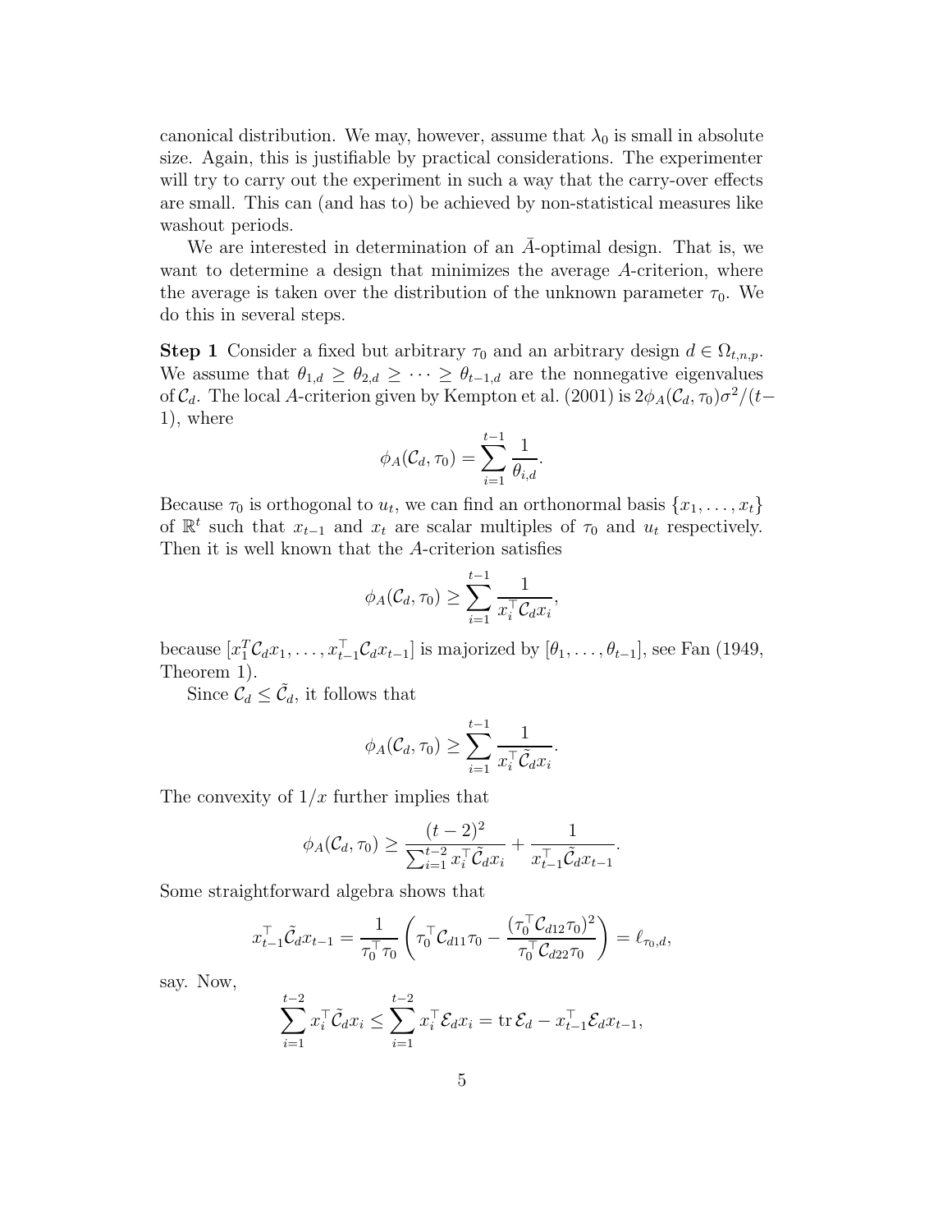canonical distribution. We may, however, assume that $\lambda_0$ is small in absolute size. Again, this is justifiable by practical considerations. The experimenter will try to carry out the experiment in such a way that the carry-over effects are small. This can (and has to) be achieved by non-statistical measures like washout periods.

We are interested in determination of an $\bar{A}$-optimal design. That is, we want to determine a design that minimizes the average $A$-criterion, where the average is taken over the distribution of the unknown parameter $\tau_0$. We do this in several steps.

**Step 1** Consider a fixed but arbitrary $\tau_0$ and an arbitrary design $d \in \Omega_{t,n,p}$. We assume that $\theta_{1,d} \geq \theta_{2,d} \geq \cdots \geq \theta_{t-1,d}$ are the nonnegative eigenvalues of $\mathcal{C}_d$. The local $A$-criterion given by Kempton et al. (2001) is $2\phi_A(\mathcal{C}_d, \tau_0)\sigma^2/(t-1)$, where

$$\phi_A(\mathcal{C}_d, \tau_0) = \sum_{i=1}^{t-1} \frac{1}{\theta_{i,d}}.$$

Because $\tau_0$ is orthogonal to $u_t$, we can find an orthonormal basis $\{x_1, \ldots, x_t\}$ of $\mathbb{R}^t$ such that $x_{t-1}$ and $x_t$ are scalar multiples of $\tau_0$ and $u_t$ respectively. Then it is well known that the $A$-criterion satisfies

$$\phi_A(\mathcal{C}_d, \tau_0) \geq \sum_{i=1}^{t-1} \frac{1}{x_i^\top \mathcal{C}_d x_i},$$

because $[x_1^T \mathcal{C}_d x_1, \ldots, x_{t-1}^\top \mathcal{C}_d x_{t-1}]$ is majorized by $[\theta_1, \ldots, \theta_{t-1}]$, see Fan (1949, Theorem 1).

Since $\mathcal{C}_d \leq \tilde{\mathcal{C}}_d$, it follows that

$$\phi_A(\mathcal{C}_d, \tau_0) \geq \sum_{i=1}^{t-1} \frac{1}{x_i^\top \tilde{\mathcal{C}}_d x_i}.$$

The convexity of $1/x$ further implies that

$$\phi_A(\mathcal{C}_d, \tau_0) \geq \frac{(t-2)^2}{\sum_{i=1}^{t-2} x_i^\top \tilde{\mathcal{C}}_d x_i} + \frac{1}{x_{t-1}^\top \tilde{\mathcal{C}}_d x_{t-1}}.$$

Some straightforward algebra shows that

$$x_{t-1}^\top \tilde{\mathcal{C}}_d x_{t-1} = \frac{1}{\tau_0^\top \tau_0} \left( \tau_0^\top \mathcal{C}_{d11} \tau_0 - \frac{(\tau_0^\top \mathcal{C}_{d12} \tau_0)^2}{\tau_0^\top \mathcal{C}_{d22} \tau_0} \right) = \ell_{\tau_0,d},$$

say. Now,

$$\sum_{i=1}^{t-2} x_i^\top \tilde{\mathcal{C}}_d x_i \leq \sum_{i=1}^{t-2} x_i^\top \mathcal{E}_d x_i = \operatorname{tr} \mathcal{E}_d - x_{t-1}^\top \mathcal{E}_d x_{t-1},$$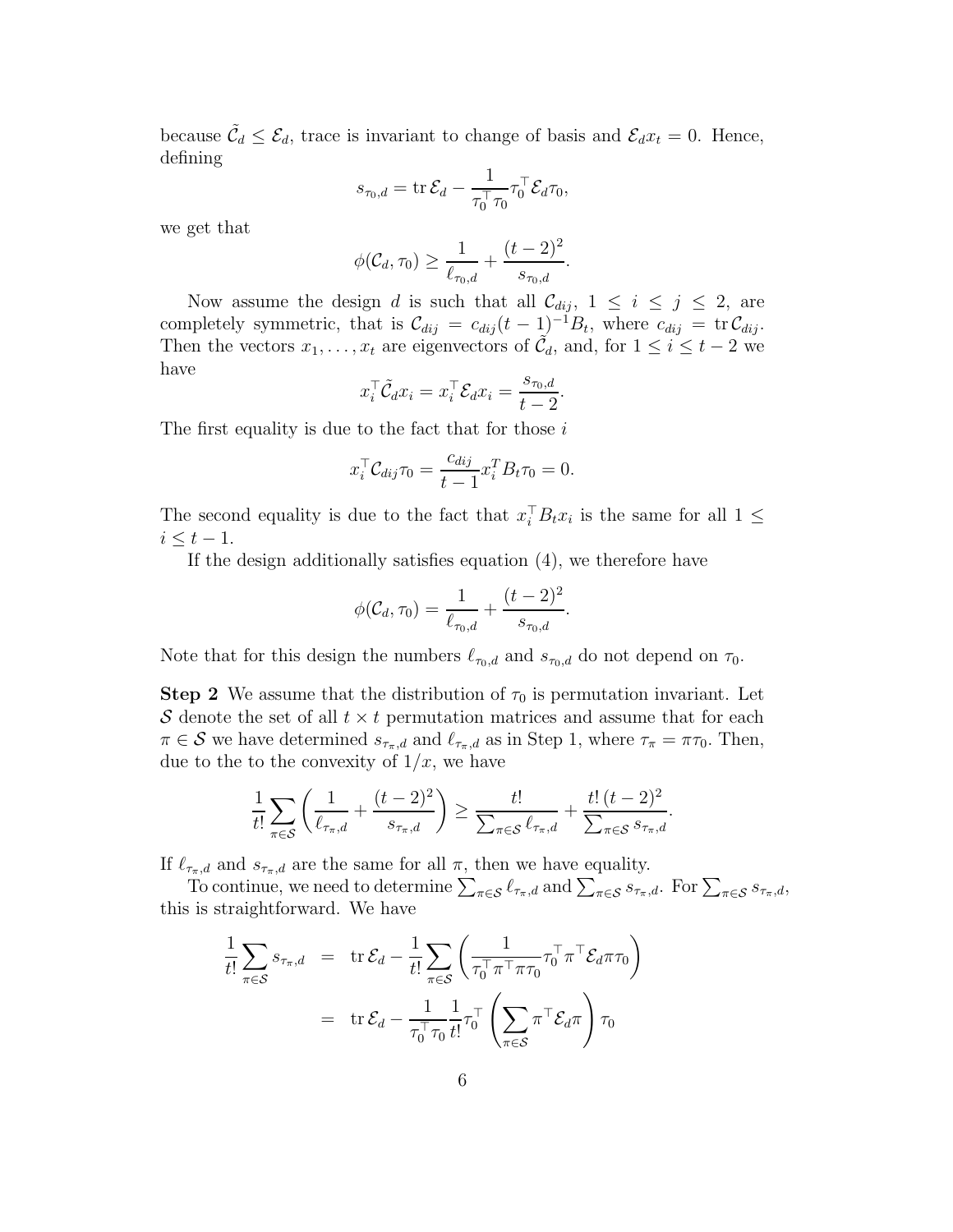because $\tilde{\mathcal{C}}_d \leq \mathcal{E}_d$, trace is invariant to change of basis and $\mathcal{E}_d x_t = 0$. Hence, defining

$$s_{\tau_0,d} = \operatorname{tr}\mathcal{E}_d - \frac{1}{\tau_0^\top \tau_0}\tau_0^\top \mathcal{E}_d \tau_0,$$

we get that

$$\phi(\mathcal{C}_d, \tau_0) \geq \frac{1}{\ell_{\tau_0,d}} + \frac{(t-2)^2}{s_{\tau_0,d}}.$$

Now assume the design $d$ is such that all $\mathcal{C}_{dij}$, $1 \leq i \leq j \leq 2$, are completely symmetric, that is $\mathcal{C}_{dij} = c_{dij}(t-1)^{-1}B_t$, where $c_{dij} = \operatorname{tr}\mathcal{C}_{dij}$. Then the vectors $x_1, \ldots, x_t$ are eigenvectors of $\tilde{\mathcal{C}}_d$, and, for $1 \leq i \leq t-2$ we have

$$x_i^\top \tilde{\mathcal{C}}_d x_i = x_i^\top \mathcal{E}_d x_i = \frac{s_{\tau_0,d}}{t-2}.$$

The first equality is due to the fact that for those $i$

$$x_i^\top \mathcal{C}_{dij}\tau_0 = \frac{c_{dij}}{t-1}x_i^T B_t \tau_0 = 0.$$

The second equality is due to the fact that $x_i^\top B_t x_i$ is the same for all $1 \leq i \leq t-1$.

If the design additionally satisfies equation (4), we therefore have

$$\phi(\mathcal{C}_d, \tau_0) = \frac{1}{\ell_{\tau_0,d}} + \frac{(t-2)^2}{s_{\tau_0,d}}.$$

Note that for this design the numbers $\ell_{\tau_0,d}$ and $s_{\tau_0,d}$ do not depend on $\tau_0$.

**Step 2** We assume that the distribution of $\tau_0$ is permutation invariant. Let $\mathcal{S}$ denote the set of all $t \times t$ permutation matrices and assume that for each $\pi \in \mathcal{S}$ we have determined $s_{\tau_\pi,d}$ and $\ell_{\tau_\pi,d}$ as in Step 1, where $\tau_\pi = \pi\tau_0$. Then, due to the to the convexity of $1/x$, we have

$$\frac{1}{t!}\sum_{\pi\in\mathcal{S}}\left(\frac{1}{\ell_{\tau_\pi,d}} + \frac{(t-2)^2}{s_{\tau_\pi,d}}\right) \geq \frac{t!}{\sum_{\pi\in\mathcal{S}}\ell_{\tau_\pi,d}} + \frac{t!\,(t-2)^2}{\sum_{\pi\in\mathcal{S}}s_{\tau_\pi,d}}.$$

If $\ell_{\tau_\pi,d}$ and $s_{\tau_\pi,d}$ are the same for all $\pi$, then we have equality.

To continue, we need to determine $\sum_{\pi\in\mathcal{S}}\ell_{\tau_\pi,d}$ and $\sum_{\pi\in\mathcal{S}}s_{\tau_\pi,d}$. For $\sum_{\pi\in\mathcal{S}}s_{\tau_\pi,d}$, this is straightforward. We have

$$\begin{aligned}
\frac{1}{t!}\sum_{\pi\in\mathcal{S}}s_{\tau_\pi,d} &= \operatorname{tr}\mathcal{E}_d - \frac{1}{t!}\sum_{\pi\in\mathcal{S}}\left(\frac{1}{\tau_0^\top\pi^\top\pi\tau_0}\tau_0^\top\pi^\top\mathcal{E}_d\pi\tau_0\right) \\
&= \operatorname{tr}\mathcal{E}_d - \frac{1}{\tau_0^\top\tau_0}\frac{1}{t!}\tau_0^\top\left(\sum_{\pi\in\mathcal{S}}\pi^\top\mathcal{E}_d\pi\right)\tau_0
\end{aligned}$$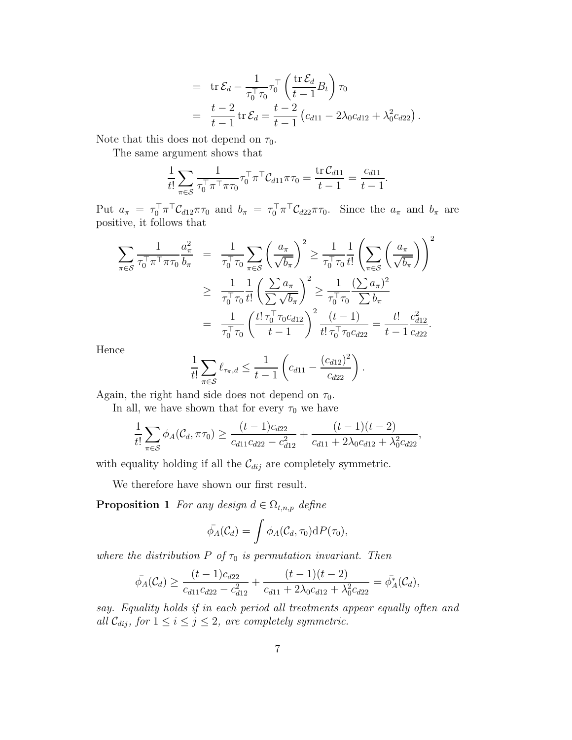$$
\begin{aligned}
&= \operatorname{tr} \mathcal{E}_d - \frac{1}{\tau_0^\top \tau_0} \tau_0^\top \left( \frac{\operatorname{tr} \mathcal{E}_d}{t-1} B_t \right) \tau_0 \\
&= \frac{t-2}{t-1} \operatorname{tr} \mathcal{E}_d = \frac{t-2}{t-1} \left( c_{d11} - 2\lambda_0 c_{d12} + \lambda_0^2 c_{d22} \right).
\end{aligned}
$$

Note that this does not depend on $\tau_0$.

The same argument shows that

$$
\frac{1}{t!} \sum_{\pi \in \mathcal{S}} \frac{1}{\tau_0^\top \pi^\top \pi \tau_0} \tau_0^\top \pi^\top \mathcal{C}_{d11} \pi \tau_0 = \frac{\operatorname{tr} \mathcal{C}_{d11}}{t-1} = \frac{c_{d11}}{t-1}.
$$

Put $a_\pi = \tau_0^\top \pi^\top \mathcal{C}_{d12} \pi \tau_0$ and $b_\pi = \tau_0^\top \pi^\top \mathcal{C}_{d22} \pi \tau_0$. Since the $a_\pi$ and $b_\pi$ are positive, it follows that

$$
\begin{aligned}
\sum_{\pi \in \mathcal{S}} \frac{1}{\tau_0^\top \pi^\top \pi \tau_0} \frac{a_\pi^2}{b_\pi} &= \frac{1}{\tau_0^\top \tau_0} \sum_{\pi \in \mathcal{S}} \left( \frac{a_\pi}{\sqrt{b_\pi}} \right)^2 \geq \frac{1}{\tau_0^\top \tau_0} \frac{1}{t!} \left( \sum_{\pi \in \mathcal{S}} \left( \frac{a_\pi}{\sqrt{b_\pi}} \right) \right)^2 \\
&\geq \frac{1}{\tau_0^\top \tau_0} \frac{1}{t!} \left( \frac{\sum a_\pi}{\sum \sqrt{b_\pi}} \right)^2 \geq \frac{1}{\tau_0^\top \tau_0} \frac{(\sum a_\pi)^2}{\sum b_\pi} \\
&= \frac{1}{\tau_0^\top \tau_0} \left( \frac{t! \, \tau_0^\top \tau_0 c_{d12}}{t-1} \right)^2 \frac{(t-1)}{t! \, \tau_0^\top \tau_0 c_{d22}} = \frac{t!}{t-1} \frac{c_{d12}^2}{c_{d22}}.
\end{aligned}
$$

Hence

$$
\frac{1}{t!} \sum_{\pi \in \mathcal{S}} \ell_{\tau_\pi, d} \leq \frac{1}{t-1} \left( c_{d11} - \frac{(c_{d12})^2}{c_{d22}} \right).
$$

Again, the right hand side does not depend on $\tau_0$.

In all, we have shown that for every $\tau_0$ we have

$$
\frac{1}{t!} \sum_{\pi \in \mathcal{S}} \phi_A(\mathcal{C}_d, \pi \tau_0) \geq \frac{(t-1) c_{d22}}{c_{d11} c_{d22} - c_{d12}^2} + \frac{(t-1)(t-2)}{c_{d11} + 2\lambda_0 c_{d12} + \lambda_0^2 c_{d22}},
$$

with equality holding if all the $\mathcal{C}_{dij}$ are completely symmetric.

We therefore have shown our first result.

**Proposition 1** *For any design $d \in \Omega_{t,n,p}$ define*

$$
\bar{\phi_A}(\mathcal{C}_d) = \int \phi_A(\mathcal{C}_d, \tau_0) \mathrm{d}P(\tau_0),
$$

*where the distribution $P$ of $\tau_0$ is permutation invariant. Then*

$$
\bar{\phi_A}(\mathcal{C}_d) \geq \frac{(t-1) c_{d22}}{c_{d11} c_{d22} - c_{d12}^2} + \frac{(t-1)(t-2)}{c_{d11} + 2\lambda_0 c_{d12} + \lambda_0^2 c_{d22}} = \bar{\phi}_A^*(\mathcal{C}_d),
$$

*say. Equality holds if in each period all treatments appear equally often and all $\mathcal{C}_{dij}$, for $1 \leq i \leq j \leq 2$, are completely symmetric.*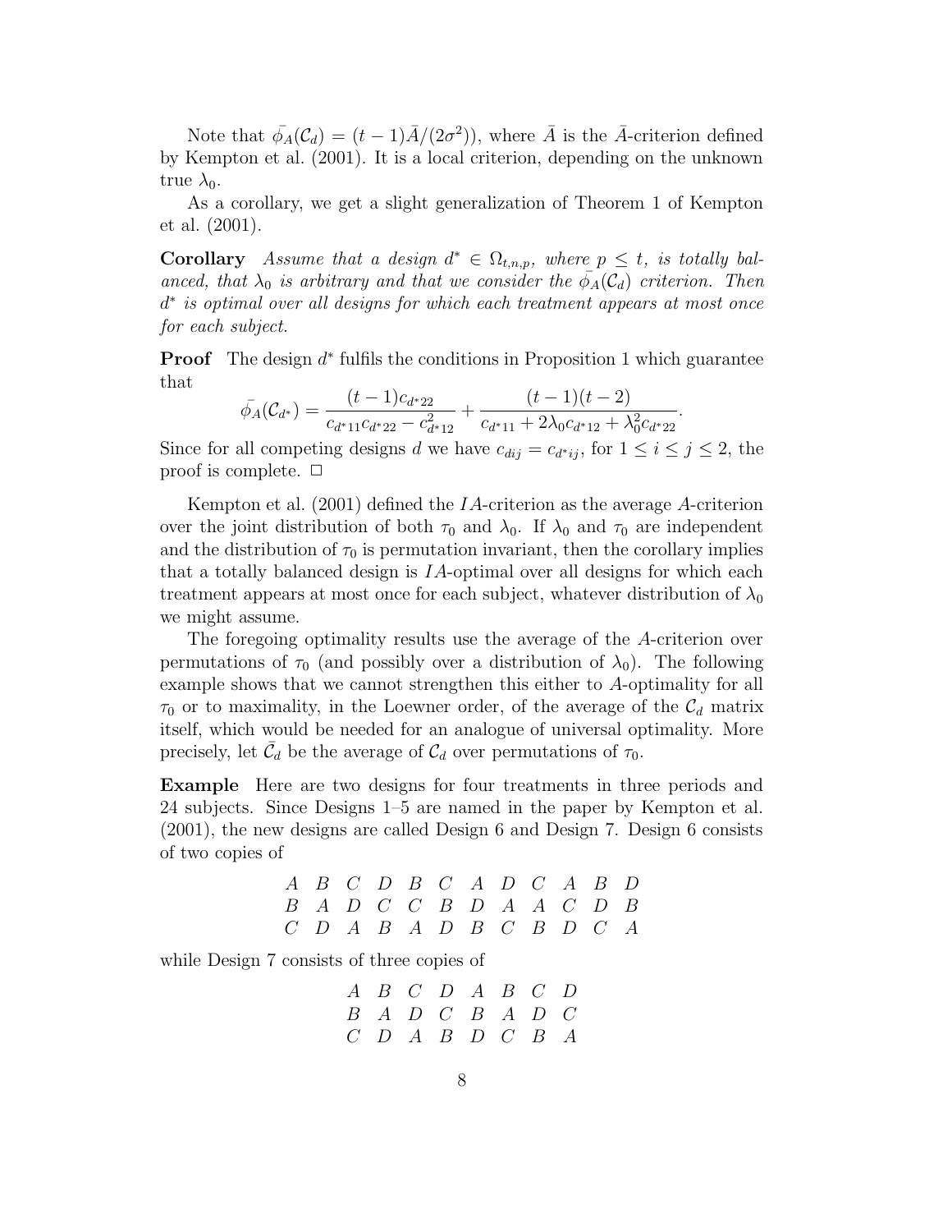Note that $\bar{\phi_A}(\mathcal{C}_d) = (t-1)\bar{A}/(2\sigma^2))$, where $\bar{A}$ is the $\bar{A}$-criterion defined by Kempton et al. (2001). It is a local criterion, depending on the unknown true $\lambda_0$.

As a corollary, we get a slight generalization of Theorem 1 of Kempton et al. (2001).

**Corollary** *Assume that a design $d^* \in \Omega_{t,n,p}$, where $p \leq t$, is totally balanced, that $\lambda_0$ is arbitrary and that we consider the $\bar{\phi_A}(\mathcal{C}_d)$ criterion. Then $d^*$ is optimal over all designs for which each treatment appears at most once for each subject.*

**Proof** The design $d^*$ fulfils the conditions in Proposition 1 which guarantee that

$$\bar{\phi_A}(\mathcal{C}_{d^*}) = \frac{(t-1)c_{d^*22}}{c_{d^*11}c_{d^*22} - c_{d^*12}^2} + \frac{(t-1)(t-2)}{c_{d^*11} + 2\lambda_0 c_{d^*12} + \lambda_0^2 c_{d^*22}}.$$

Since for all competing designs $d$ we have $c_{dij} = c_{d^*ij}$, for $1 \leq i \leq j \leq 2$, the proof is complete. $\square$

Kempton et al. (2001) defined the $IA$-criterion as the average $A$-criterion over the joint distribution of both $\tau_0$ and $\lambda_0$. If $\lambda_0$ and $\tau_0$ are independent and the distribution of $\tau_0$ is permutation invariant, then the corollary implies that a totally balanced design is $IA$-optimal over all designs for which each treatment appears at most once for each subject, whatever distribution of $\lambda_0$ we might assume.

The foregoing optimality results use the average of the $A$-criterion over permutations of $\tau_0$ (and possibly over a distribution of $\lambda_0$). The following example shows that we cannot strengthen this either to $A$-optimality for all $\tau_0$ or to maximality, in the Loewner order, of the average of the $\mathcal{C}_d$ matrix itself, which would be needed for an analogue of universal optimality. More precisely, let $\bar{\mathcal{C}}_d$ be the average of $\mathcal{C}_d$ over permutations of $\tau_0$.

**Example** Here are two designs for four treatments in three periods and 24 subjects. Since Designs 1–5 are named in the paper by Kempton et al. (2001), the new designs are called Design 6 and Design 7. Design 6 consists of two copies of

$$\begin{array}{cccccccccccc}
A & B & C & D & B & C & A & D & C & A & B & D \\
B & A & D & C & C & B & D & A & A & C & D & B \\
C & D & A & B & A & D & B & C & B & D & C & A
\end{array}$$

while Design 7 consists of three copies of

$$\begin{array}{cccccccc}
A & B & C & D & A & B & C & D \\
B & A & D & C & B & A & D & C \\
C & D & A & B & D & C & B & A
\end{array}$$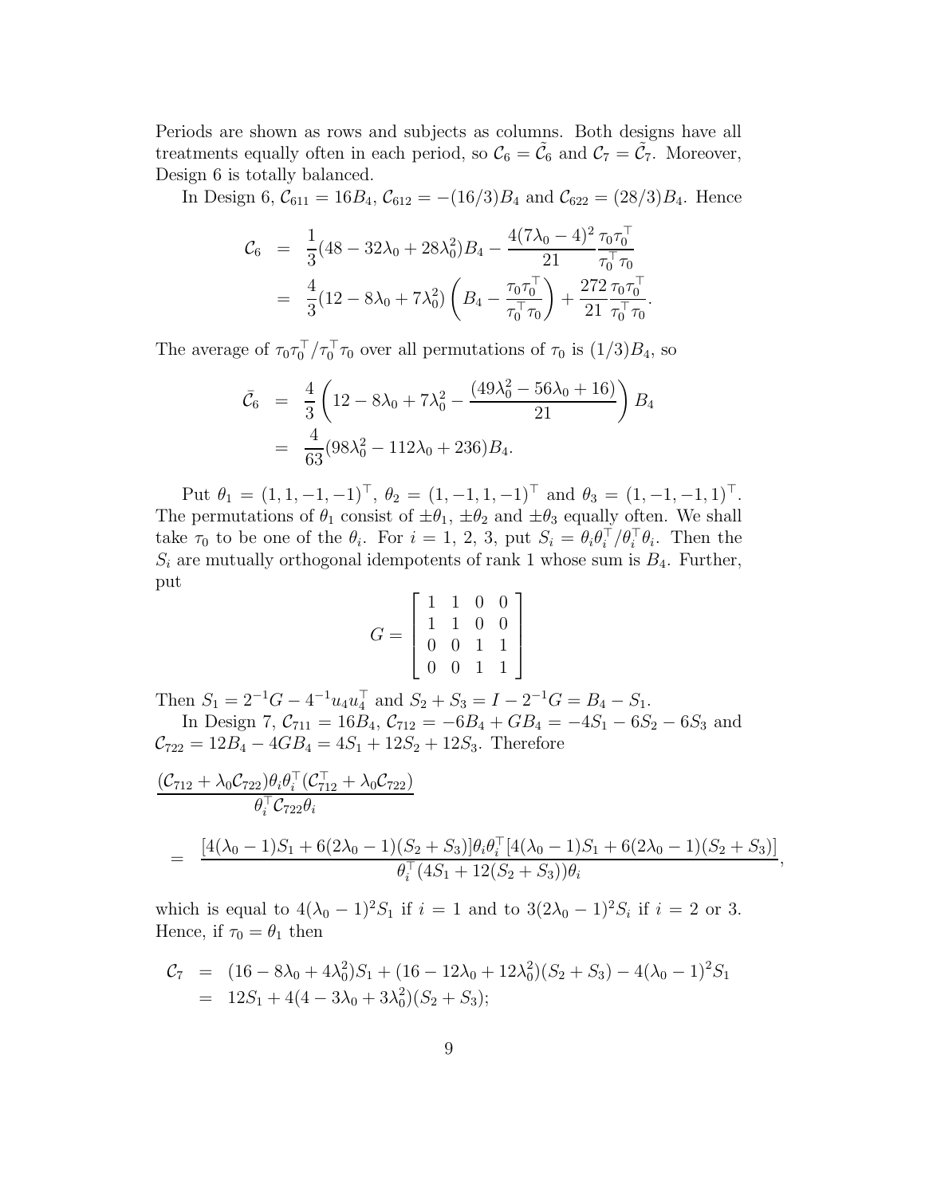Periods are shown as rows and subjects as columns. Both designs have all treatments equally often in each period, so $\mathcal{C}_6 = \tilde{\mathcal{C}}_6$ and $\mathcal{C}_7 = \tilde{\mathcal{C}}_7$. Moreover, Design 6 is totally balanced.

In Design 6, $\mathcal{C}_{611} = 16B_4$, $\mathcal{C}_{612} = -(16/3)B_4$ and $\mathcal{C}_{622} = (28/3)B_4$. Hence

$$
\begin{aligned}
\mathcal{C}_6 &= \frac{1}{3}(48 - 32\lambda_0 + 28\lambda_0^2)B_4 - \frac{4(7\lambda_0 - 4)^2}{21}\frac{\tau_0\tau_0^\top}{\tau_0^\top\tau_0} \\
&= \frac{4}{3}(12 - 8\lambda_0 + 7\lambda_0^2)\left(B_4 - \frac{\tau_0\tau_0^\top}{\tau_0^\top\tau_0}\right) + \frac{272}{21}\frac{\tau_0\tau_0^\top}{\tau_0^\top\tau_0}.
\end{aligned}
$$

The average of $\tau_0\tau_0^\top/\tau_0^\top\tau_0$ over all permutations of $\tau_0$ is $(1/3)B_4$, so

$$
\begin{aligned}
\bar{\mathcal{C}}_6 &= \frac{4}{3}\left(12 - 8\lambda_0 + 7\lambda_0^2 - \frac{(49\lambda_0^2 - 56\lambda_0 + 16)}{21}\right)B_4 \\
&= \frac{4}{63}(98\lambda_0^2 - 112\lambda_0 + 236)B_4.
\end{aligned}
$$

Put $\theta_1 = (1, 1, -1, -1)^\top$, $\theta_2 = (1, -1, 1, -1)^\top$ and $\theta_3 = (1, -1, -1, 1)^\top$. The permutations of $\theta_1$ consist of $\pm\theta_1$, $\pm\theta_2$ and $\pm\theta_3$ equally often. We shall take $\tau_0$ to be one of the $\theta_i$. For $i = 1$, 2, 3, put $S_i = \theta_i\theta_i^\top/\theta_i^\top\theta_i$. Then the $S_i$ are mutually orthogonal idempotents of rank 1 whose sum is $B_4$. Further, put

$$
G = \begin{bmatrix} 1 & 1 & 0 & 0 \\ 1 & 1 & 0 & 0 \\ 0 & 0 & 1 & 1 \\ 0 & 0 & 1 & 1 \end{bmatrix}
$$

Then $S_1 = 2^{-1}G - 4^{-1}u_4u_4^\top$ and $S_2 + S_3 = I - 2^{-1}G = B_4 - S_1$.

In Design 7, $\mathcal{C}_{711} = 16B_4$, $\mathcal{C}_{712} = -6B_4 + GB_4 = -4S_1 - 6S_2 - 6S_3$ and $\mathcal{C}_{722} = 12B_4 - 4GB_4 = 4S_1 + 12S_2 + 12S_3$. Therefore

$$
\begin{aligned}
&\frac{(\mathcal{C}_{712} + \lambda_0\mathcal{C}_{722})\theta_i\theta_i^\top(\mathcal{C}_{712}^\top + \lambda_0\mathcal{C}_{722})}{\theta_i^\top\mathcal{C}_{722}\theta_i} \\
&= \frac{[4(\lambda_0 - 1)S_1 + 6(2\lambda_0 - 1)(S_2 + S_3)]\theta_i\theta_i^\top[4(\lambda_0 - 1)S_1 + 6(2\lambda_0 - 1)(S_2 + S_3)]}{\theta_i^\top(4S_1 + 12(S_2 + S_3))\theta_i},
\end{aligned}
$$

which is equal to $4(\lambda_0 - 1)^2S_1$ if $i = 1$ and to $3(2\lambda_0 - 1)^2S_i$ if $i = 2$ or 3. Hence, if $\tau_0 = \theta_1$ then

$$
\begin{aligned}
\mathcal{C}_7 &= (16 - 8\lambda_0 + 4\lambda_0^2)S_1 + (16 - 12\lambda_0 + 12\lambda_0^2)(S_2 + S_3) - 4(\lambda_0 - 1)^2S_1 \\
&= 12S_1 + 4(4 - 3\lambda_0 + 3\lambda_0^2)(S_2 + S_3);
\end{aligned}
$$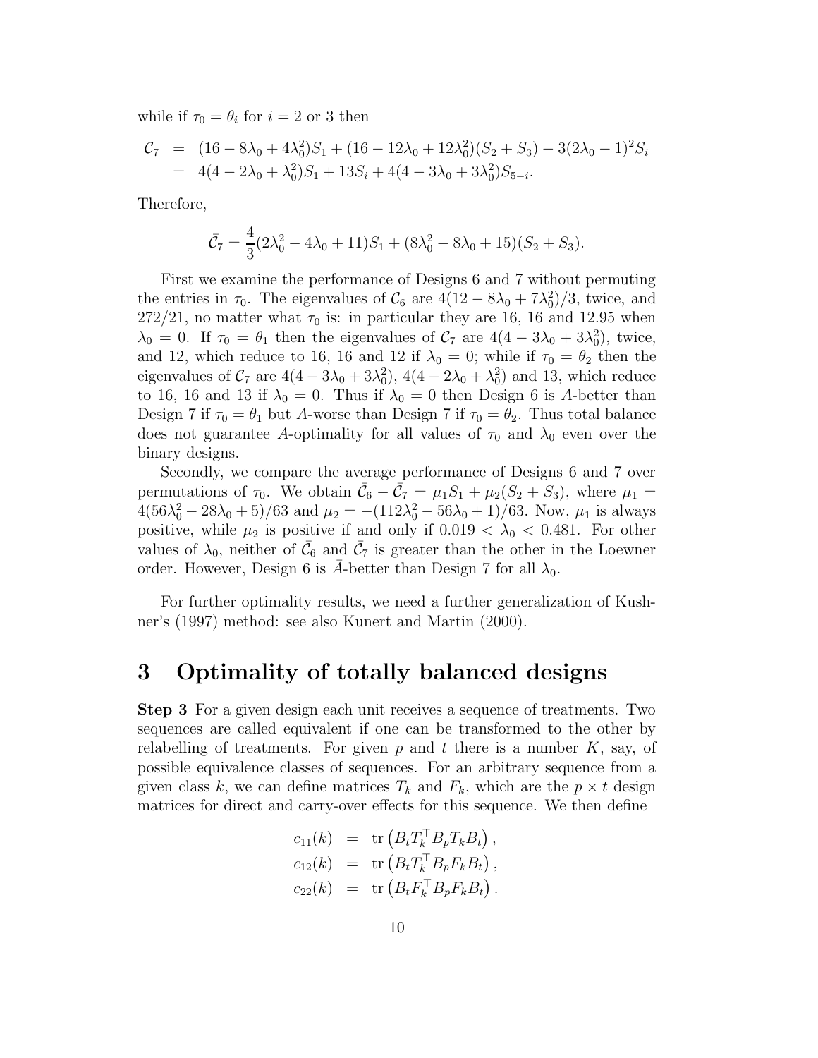while if $\tau_0 = \theta_i$ for $i = 2$ or 3 then

$$
\begin{aligned}
\mathcal{C}_7 &= (16 - 8\lambda_0 + 4\lambda_0^2)S_1 + (16 - 12\lambda_0 + 12\lambda_0^2)(S_2 + S_3) - 3(2\lambda_0 - 1)^2 S_i \\
&= 4(4 - 2\lambda_0 + \lambda_0^2)S_1 + 13S_i + 4(4 - 3\lambda_0 + 3\lambda_0^2)S_{5-i}.
\end{aligned}
$$

Therefore,

$$
\bar{\mathcal{C}}_7 = \frac{4}{3}(2\lambda_0^2 - 4\lambda_0 + 11)S_1 + (8\lambda_0^2 - 8\lambda_0 + 15)(S_2 + S_3).
$$

First we examine the performance of Designs 6 and 7 without permuting the entries in $\tau_0$. The eigenvalues of $\mathcal{C}_6$ are $4(12 - 8\lambda_0 + 7\lambda_0^2)/3$, twice, and $272/21$, no matter what $\tau_0$ is: in particular they are 16, 16 and 12.95 when $\lambda_0 = 0$. If $\tau_0 = \theta_1$ then the eigenvalues of $\mathcal{C}_7$ are $4(4 - 3\lambda_0 + 3\lambda_0^2)$, twice, and 12, which reduce to 16, 16 and 12 if $\lambda_0 = 0$; while if $\tau_0 = \theta_2$ then the eigenvalues of $\mathcal{C}_7$ are $4(4 - 3\lambda_0 + 3\lambda_0^2)$, $4(4 - 2\lambda_0 + \lambda_0^2)$ and 13, which reduce to 16, 16 and 13 if $\lambda_0 = 0$. Thus if $\lambda_0 = 0$ then Design 6 is $A$-better than Design 7 if $\tau_0 = \theta_1$ but $A$-worse than Design 7 if $\tau_0 = \theta_2$. Thus total balance does not guarantee $A$-optimality for all values of $\tau_0$ and $\lambda_0$ even over the binary designs.

Secondly, we compare the average performance of Designs 6 and 7 over permutations of $\tau_0$. We obtain $\bar{\mathcal{C}}_6 - \bar{\mathcal{C}}_7 = \mu_1 S_1 + \mu_2(S_2 + S_3)$, where $\mu_1 = 4(56\lambda_0^2 - 28\lambda_0 + 5)/63$ and $\mu_2 = -(112\lambda_0^2 - 56\lambda_0 + 1)/63$. Now, $\mu_1$ is always positive, while $\mu_2$ is positive if and only if $0.019 < \lambda_0 < 0.481$. For other values of $\lambda_0$, neither of $\bar{\mathcal{C}}_6$ and $\bar{\mathcal{C}}_7$ is greater than the other in the Loewner order. However, Design 6 is $\bar{A}$-better than Design 7 for all $\lambda_0$.

For further optimality results, we need a further generalization of Kushner's (1997) method: see also Kunert and Martin (2000).

# 3 Optimality of totally balanced designs

**Step 3** For a given design each unit receives a sequence of treatments. Two sequences are called equivalent if one can be transformed to the other by relabelling of treatments. For given $p$ and $t$ there is a number $K$, say, of possible equivalence classes of sequences. For an arbitrary sequence from a given class $k$, we can define matrices $T_k$ and $F_k$, which are the $p \times t$ design matrices for direct and carry-over effects for this sequence. We then define

$$
\begin{aligned}
c_{11}(k) &= \operatorname{tr}\left(B_t T_k^\top B_p T_k B_t\right), \\
c_{12}(k) &= \operatorname{tr}\left(B_t T_k^\top B_p F_k B_t\right), \\
c_{22}(k) &= \operatorname{tr}\left(B_t F_k^\top B_p F_k B_t\right).
\end{aligned}
$$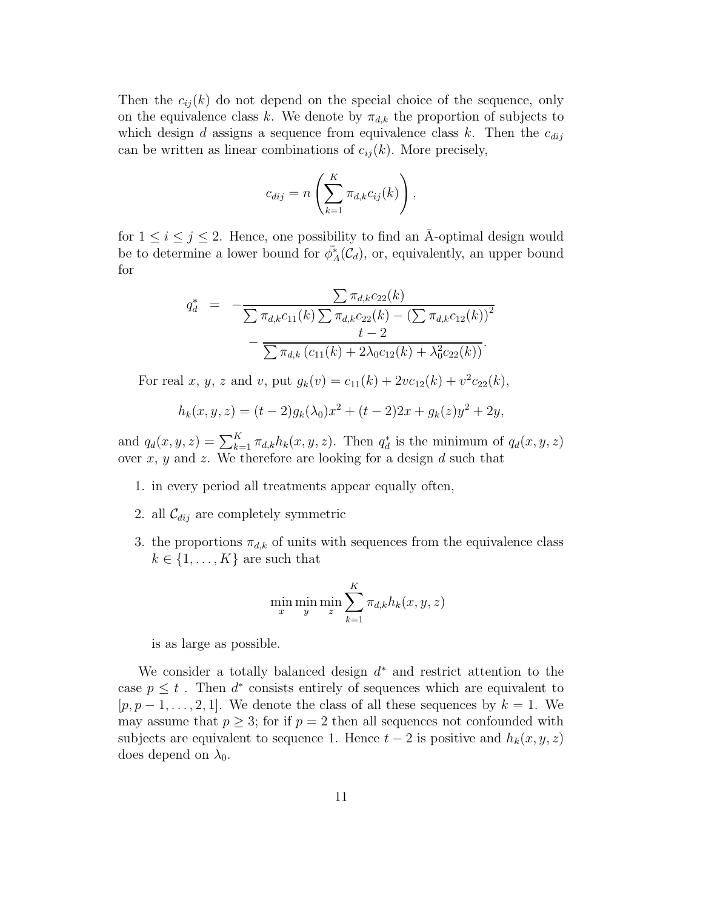Then the $c_{ij}(k)$ do not depend on the special choice of the sequence, only on the equivalence class $k$. We denote by $\pi_{d,k}$ the proportion of subjects to which design $d$ assigns a sequence from equivalence class $k$. Then the $c_{dij}$ can be written as linear combinations of $c_{ij}(k)$. More precisely,

$$c_{dij} = n\left(\sum_{k=1}^{K} \pi_{d,k} c_{ij}(k)\right),$$

for $1 \le i \le j \le 2$. Hence, one possibility to find an $\bar{\text{A}}$-optimal design would be to determine a lower bound for $\bar{\phi}_A^*(\mathcal{C}_d)$, or, equivalently, an upper bound for

$$\begin{aligned} q_d^* &= -\frac{\sum \pi_{d,k} c_{22}(k)}{\sum \pi_{d,k} c_{11}(k) \sum \pi_{d,k} c_{22}(k) - \left(\sum \pi_{d,k} c_{12}(k)\right)^2} \\ &\quad - \frac{t-2}{\sum \pi_{d,k}\left(c_{11}(k) + 2\lambda_0 c_{12}(k) + \lambda_0^2 c_{22}(k)\right)}. \end{aligned}$$

For real $x$, $y$, $z$ and $v$, put $g_k(v) = c_{11}(k) + 2v c_{12}(k) + v^2 c_{22}(k)$,

$$h_k(x, y, z) = (t-2) g_k(\lambda_0) x^2 + (t-2) 2x + g_k(z) y^2 + 2y,$$

and $q_d(x, y, z) = \sum_{k=1}^{K} \pi_{d,k} h_k(x, y, z)$. Then $q_d^*$ is the minimum of $q_d(x, y, z)$ over $x$, $y$ and $z$. We therefore are looking for a design $d$ such that

1. in every period all treatments appear equally often,
2. all $\mathcal{C}_{dij}$ are completely symmetric
3. the proportions $\pi_{d,k}$ of units with sequences from the equivalence class $k \in \{1, \ldots, K\}$ are such that

$$\min_x \min_y \min_z \sum_{k=1}^{K} \pi_{d,k} h_k(x, y, z)$$

   is as large as possible.

We consider a totally balanced design $d^*$ and restrict attention to the case $p \le t$ . Then $d^*$ consists entirely of sequences which are equivalent to $[p, p-1, \ldots, 2, 1]$. We denote the class of all these sequences by $k = 1$. We may assume that $p \ge 3$; for if $p = 2$ then all sequences not confounded with subjects are equivalent to sequence 1. Hence $t - 2$ is positive and $h_k(x, y, z)$ does depend on $\lambda_0$.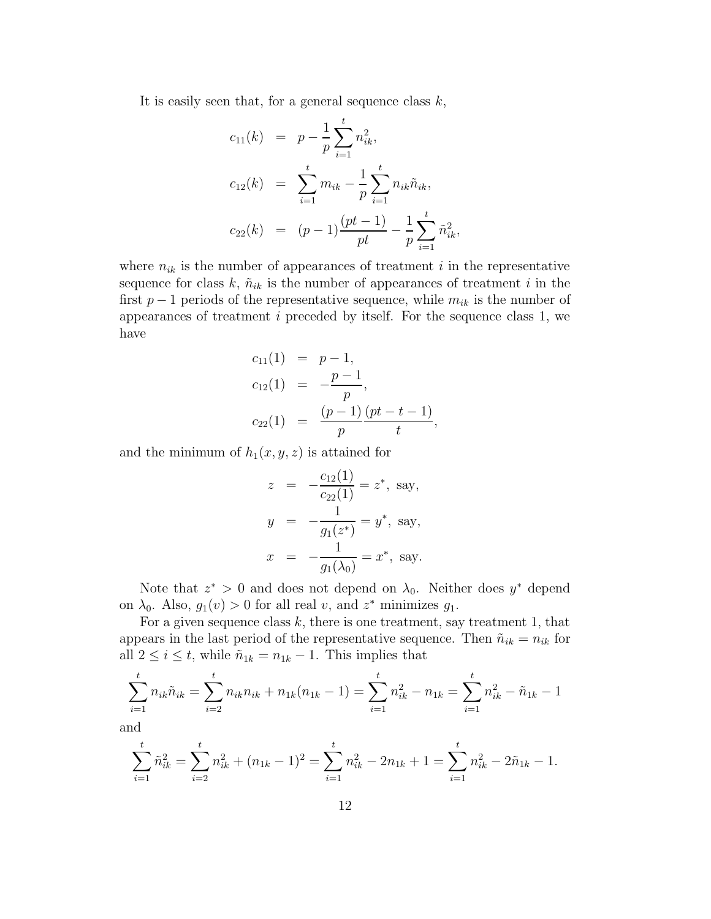It is easily seen that, for a general sequence class $k$,

$$
\begin{aligned}
c_{11}(k) &= p - \frac{1}{p}\sum_{i=1}^{t} n_{ik}^2, \\
c_{12}(k) &= \sum_{i=1}^{t} m_{ik} - \frac{1}{p}\sum_{i=1}^{t} n_{ik}\tilde{n}_{ik}, \\
c_{22}(k) &= (p-1)\frac{(pt-1)}{pt} - \frac{1}{p}\sum_{i=1}^{t} \tilde{n}_{ik}^2,
\end{aligned}
$$

where $n_{ik}$ is the number of appearances of treatment $i$ in the representative sequence for class $k$, $\tilde{n}_{ik}$ is the number of appearances of treatment $i$ in the first $p-1$ periods of the representative sequence, while $m_{ik}$ is the number of appearances of treatment $i$ preceded by itself. For the sequence class 1, we have

$$
\begin{aligned}
c_{11}(1) &= p-1, \\
c_{12}(1) &= -\frac{p-1}{p}, \\
c_{22}(1) &= \frac{(p-1)}{p}\frac{(pt-t-1)}{t},
\end{aligned}
$$

and the minimum of $h_1(x,y,z)$ is attained for

$$
\begin{aligned}
z &= -\frac{c_{12}(1)}{c_{22}(1)} = z^*, \text{ say,} \\
y &= -\frac{1}{g_1(z^*)} = y^*, \text{ say,} \\
x &= -\frac{1}{g_1(\lambda_0)} = x^*, \text{ say.}
\end{aligned}
$$

Note that $z^* > 0$ and does not depend on $\lambda_0$. Neither does $y^*$ depend on $\lambda_0$. Also, $g_1(v) > 0$ for all real $v$, and $z^*$ minimizes $g_1$.

For a given sequence class $k$, there is one treatment, say treatment 1, that appears in the last period of the representative sequence. Then $\tilde{n}_{ik} = n_{ik}$ for all $2 \le i \le t$, while $\tilde{n}_{1k} = n_{1k} - 1$. This implies that

$$
\sum_{i=1}^{t} n_{ik}\tilde{n}_{ik} = \sum_{i=2}^{t} n_{ik}n_{ik} + n_{1k}(n_{1k}-1) = \sum_{i=1}^{t} n_{ik}^2 - n_{1k} = \sum_{i=1}^{t} n_{ik}^2 - \tilde{n}_{1k} - 1
$$

and

$$
\sum_{i=1}^{t} \tilde{n}_{ik}^2 = \sum_{i=2}^{t} n_{ik}^2 + (n_{1k}-1)^2 = \sum_{i=1}^{t} n_{ik}^2 - 2n_{1k} + 1 = \sum_{i=1}^{t} n_{ik}^2 - 2\tilde{n}_{1k} - 1.
$$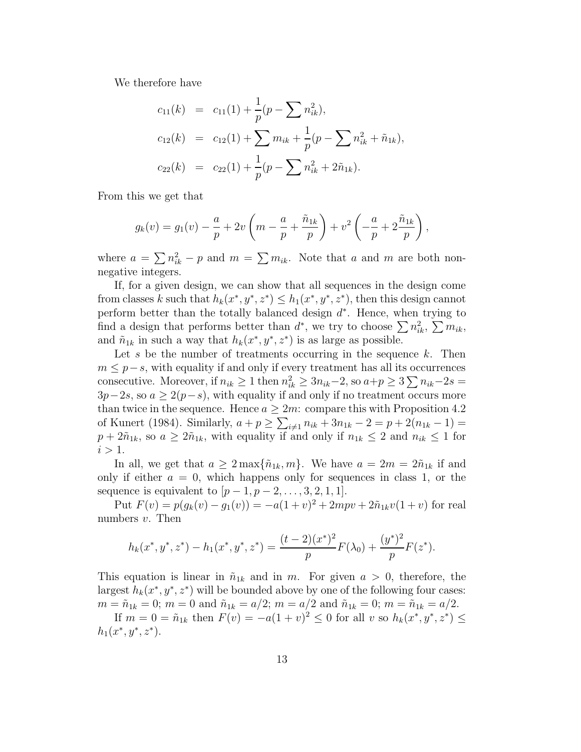We therefore have

$$
\begin{aligned}
c_{11}(k) &= c_{11}(1) + \frac{1}{p}(p - \sum n_{ik}^2), \\
c_{12}(k) &= c_{12}(1) + \sum m_{ik} + \frac{1}{p}(p - \sum n_{ik}^2 + \tilde{n}_{1k}), \\
c_{22}(k) &= c_{22}(1) + \frac{1}{p}(p - \sum n_{ik}^2 + 2\tilde{n}_{1k}).
\end{aligned}
$$

From this we get that

$$
g_k(v) = g_1(v) - \frac{a}{p} + 2v\left(m - \frac{a}{p} + \frac{\tilde{n}_{1k}}{p}\right) + v^2\left(-\frac{a}{p} + 2\frac{\tilde{n}_{1k}}{p}\right),
$$

where $a = \sum n_{ik}^2 - p$ and $m = \sum m_{ik}$. Note that $a$ and $m$ are both non-negative integers.

If, for a given design, we can show that all sequences in the design come from classes $k$ such that $h_k(x^*, y^*, z^*) \leq h_1(x^*, y^*, z^*)$, then this design cannot perform better than the totally balanced design $d^*$. Hence, when trying to find a design that performs better than $d^*$, we try to choose $\sum n_{ik}^2$, $\sum m_{ik}$, and $\tilde{n}_{1k}$ in such a way that $h_k(x^*, y^*, z^*)$ is as large as possible.

Let $s$ be the number of treatments occurring in the sequence $k$. Then $m \leq p - s$, with equality if and only if every treatment has all its occurrences consecutive. Moreover, if $n_{ik} \geq 1$ then $n_{ik}^2 \geq 3n_{ik} - 2$, so $a + p \geq 3\sum n_{ik} - 2s = 3p - 2s$, so $a \geq 2(p - s)$, with equality if and only if no treatment occurs more than twice in the sequence. Hence $a \geq 2m$: compare this with Proposition 4.2 of Kunert (1984). Similarly, $a + p \geq \sum_{i \neq 1} n_{ik} + 3n_{1k} - 2 = p + 2(n_{1k} - 1) = p + 2\tilde{n}_{1k}$, so $a \geq 2\tilde{n}_{1k}$, with equality if and only if $n_{1k} \leq 2$ and $n_{ik} \leq 1$ for $i > 1$.

In all, we get that $a \geq 2\max\{\tilde{n}_{1k}, m\}$. We have $a = 2m = 2\tilde{n}_{1k}$ if and only if either $a = 0$, which happens only for sequences in class 1, or the sequence is equivalent to $[p-1, p-2, \ldots, 3, 2, 1, 1]$.

Put $F(v) = p(g_k(v) - g_1(v)) = -a(1+v)^2 + 2mpv + 2\tilde{n}_{1k}v(1+v)$ for real numbers $v$. Then

$$
h_k(x^*, y^*, z^*) - h_1(x^*, y^*, z^*) = \frac{(t-2)(x^*)^2}{p}F(\lambda_0) + \frac{(y^*)^2}{p}F(z^*).
$$

This equation is linear in $\tilde{n}_{1k}$ and in $m$. For given $a > 0$, therefore, the largest $h_k(x^*, y^*, z^*)$ will be bounded above by one of the following four cases: $m = \tilde{n}_{1k} = 0$; $m = 0$ and $\tilde{n}_{1k} = a/2$; $m = a/2$ and $\tilde{n}_{1k} = 0$; $m = \tilde{n}_{1k} = a/2$.

If $m = 0 = \tilde{n}_{1k}$ then $F(v) = -a(1+v)^2 \leq 0$ for all $v$ so $h_k(x^*, y^*, z^*) \leq h_1(x^*, y^*, z^*)$.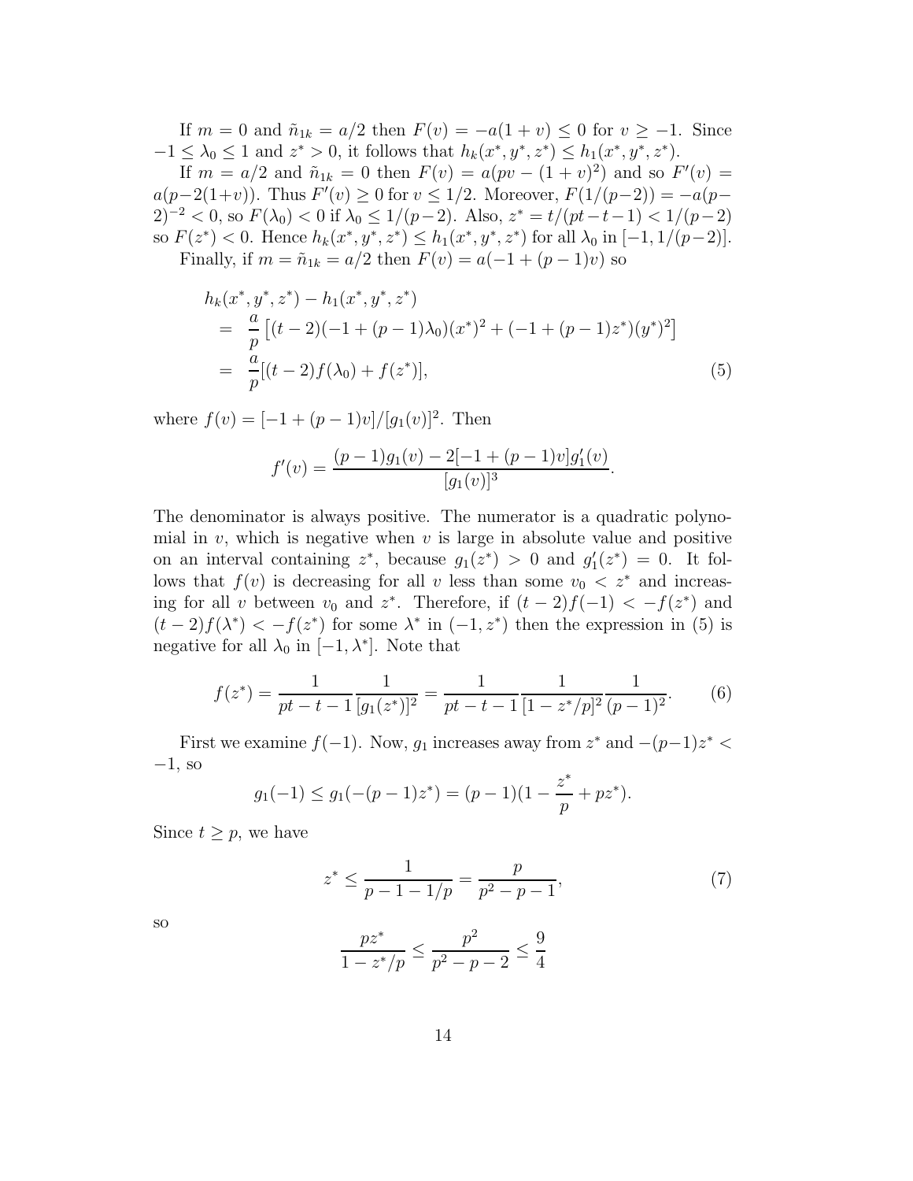If $m = 0$ and $\tilde{n}_{1k} = a/2$ then $F(v) = -a(1+v) \leq 0$ for $v \geq -1$. Since $-1 \leq \lambda_0 \leq 1$ and $z^* > 0$, it follows that $h_k(x^*, y^*, z^*) \leq h_1(x^*, y^*, z^*)$.

If $m = a/2$ and $\tilde{n}_{1k} = 0$ then $F(v) = a(pv - (1+v)^2)$ and so $F'(v) = a(p - 2(1+v))$. Thus $F'(v) \geq 0$ for $v \leq 1/2$. Moreover, $F(1/(p-2)) = -a(p-2)^{-2} < 0$, so $F(\lambda_0) < 0$ if $\lambda_0 \leq 1/(p-2)$. Also, $z^* = t/(pt - t - 1) < 1/(p-2)$ so $F(z^*) < 0$. Hence $h_k(x^*, y^*, z^*) \leq h_1(x^*, y^*, z^*)$ for all $\lambda_0$ in $[-1, 1/(p-2)]$.

Finally, if $m = \tilde{n}_{1k} = a/2$ then $F(v) = a(-1 + (p-1)v)$ so

$$\begin{aligned}
& h_k(x^*, y^*, z^*) - h_1(x^*, y^*, z^*) \\
&= \frac{a}{p}\left[(t-2)(-1 + (p-1)\lambda_0)(x^*)^2 + (-1 + (p-1)z^*)(y^*)^2\right] \\
&= \frac{a}{p}[(t-2)f(\lambda_0) + f(z^*)], \qquad (5)
\end{aligned}$$

where $f(v) = [-1 + (p-1)v]/[g_1(v)]^2$. Then

$$f'(v) = \frac{(p-1)g_1(v) - 2[-1 + (p-1)v]g_1'(v)}{[g_1(v)]^3}.$$

The denominator is always positive. The numerator is a quadratic polynomial in $v$, which is negative when $v$ is large in absolute value and positive on an interval containing $z^*$, because $g_1(z^*) > 0$ and $g_1'(z^*) = 0$. It follows that $f(v)$ is decreasing for all $v$ less than some $v_0 < z^*$ and increasing for all $v$ between $v_0$ and $z^*$. Therefore, if $(t-2)f(-1) < -f(z^*)$ and $(t-2)f(\lambda^*) < -f(z^*)$ for some $\lambda^*$ in $(-1, z^*)$ then the expression in (5) is negative for all $\lambda_0$ in $[-1, \lambda^*]$. Note that

$$f(z^*) = \frac{1}{pt - t - 1}\frac{1}{[g_1(z^*)]^2} = \frac{1}{pt - t - 1}\frac{1}{[1 - z^*/p]^2}\frac{1}{(p-1)^2}. \qquad (6)$$

First we examine $f(-1)$. Now, $g_1$ increases away from $z^*$ and $-(p-1)z^* < -1$, so

$$g_1(-1) \leq g_1(-(p-1)z^*) = (p-1)(1 - \frac{z^*}{p} + pz^*).$$

Since $t \geq p$, we have

$$z^* \leq \frac{1}{p - 1 - 1/p} = \frac{p}{p^2 - p - 1}, \qquad (7)$$

so

$$\frac{pz^*}{1 - z^*/p} \leq \frac{p^2}{p^2 - p - 2} \leq \frac{9}{4}$$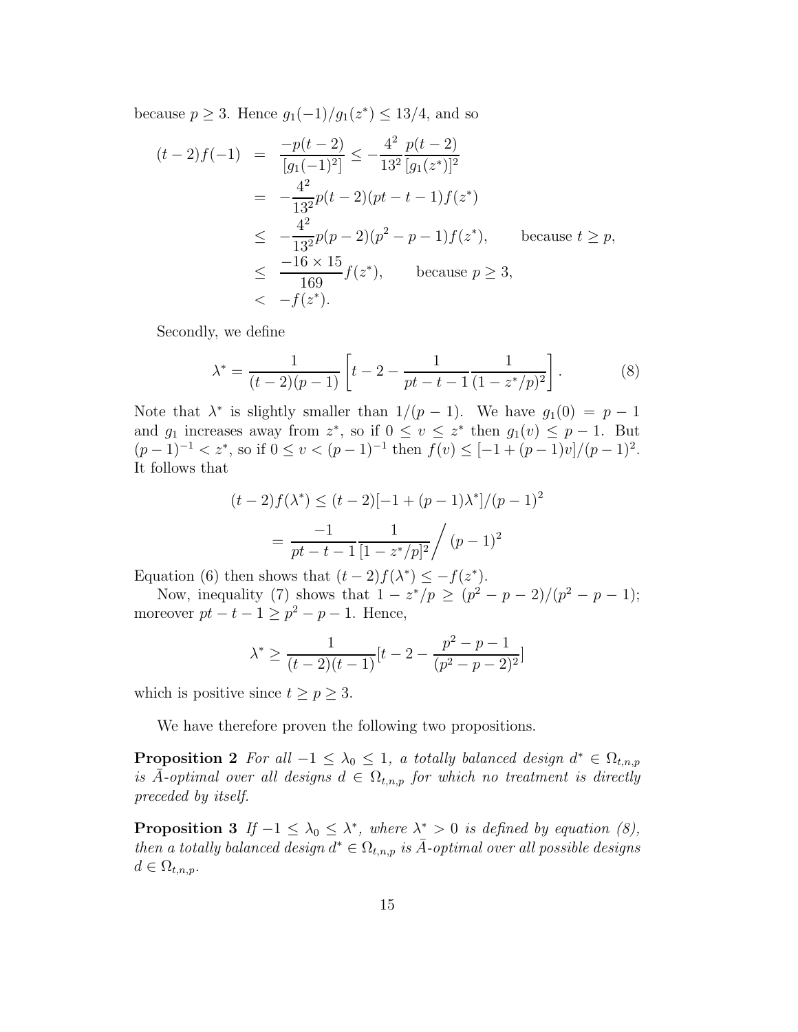because $p \geq 3$. Hence $g_1(-1)/g_1(z^*) \leq 13/4$, and so

$$
\begin{aligned}
(t-2)f(-1) &= \frac{-p(t-2)}{[g_1(-1)^2]} \leq -\frac{4^2}{13^2}\frac{p(t-2)}{[g_1(z^*)]^2} \\
&= -\frac{4^2}{13^2}p(t-2)(pt-t-1)f(z^*) \\
&\leq -\frac{4^2}{13^2}p(p-2)(p^2-p-1)f(z^*), \qquad \text{because } t \geq p, \\
&\leq \frac{-16 \times 15}{169}f(z^*), \qquad \text{because } p \geq 3, \\
&< -f(z^*).
\end{aligned}
$$

Secondly, we define

$$
\lambda^* = \frac{1}{(t-2)(p-1)}\left[t-2-\frac{1}{pt-t-1}\frac{1}{(1-z^*/p)^2}\right]. \tag{8}
$$

Note that $\lambda^*$ is slightly smaller than $1/(p-1)$. We have $g_1(0) = p-1$ and $g_1$ increases away from $z^*$, so if $0 \leq v \leq z^*$ then $g_1(v) \leq p-1$. But $(p-1)^{-1} < z^*$, so if $0 \leq v < (p-1)^{-1}$ then $f(v) \leq [-1+(p-1)v]/(p-1)^2$. It follows that

$$
(t-2)f(\lambda^*) \leq (t-2)[-1+(p-1)\lambda^*]/(p-1)^2
$$

$$
= \frac{-1}{pt-t-1}\frac{1}{[1-z^*/p]^2}\bigg/ (p-1)^2
$$

Equation (6) then shows that $(t-2)f(\lambda^*) \leq -f(z^*)$.

Now, inequality (7) shows that $1 - z^*/p \geq (p^2-p-2)/(p^2-p-1)$; moreover $pt-t-1 \geq p^2-p-1$. Hence,

$$
\lambda^* \geq \frac{1}{(t-2)(t-1)}[t-2-\frac{p^2-p-1}{(p^2-p-2)^2}]
$$

which is positive since $t \geq p \geq 3$.

We have therefore proven the following two propositions.

**Proposition 2** *For all $-1 \leq \lambda_0 \leq 1$, a totally balanced design $d^* \in \Omega_{t,n,p}$ is $\bar{A}$-optimal over all designs $d \in \Omega_{t,n,p}$ for which no treatment is directly preceded by itself.*

**Proposition 3** *If $-1 \leq \lambda_0 \leq \lambda^*$, where $\lambda^* > 0$ is defined by equation (8), then a totally balanced design $d^* \in \Omega_{t,n,p}$ is $\bar{A}$-optimal over all possible designs $d \in \Omega_{t,n,p}$.*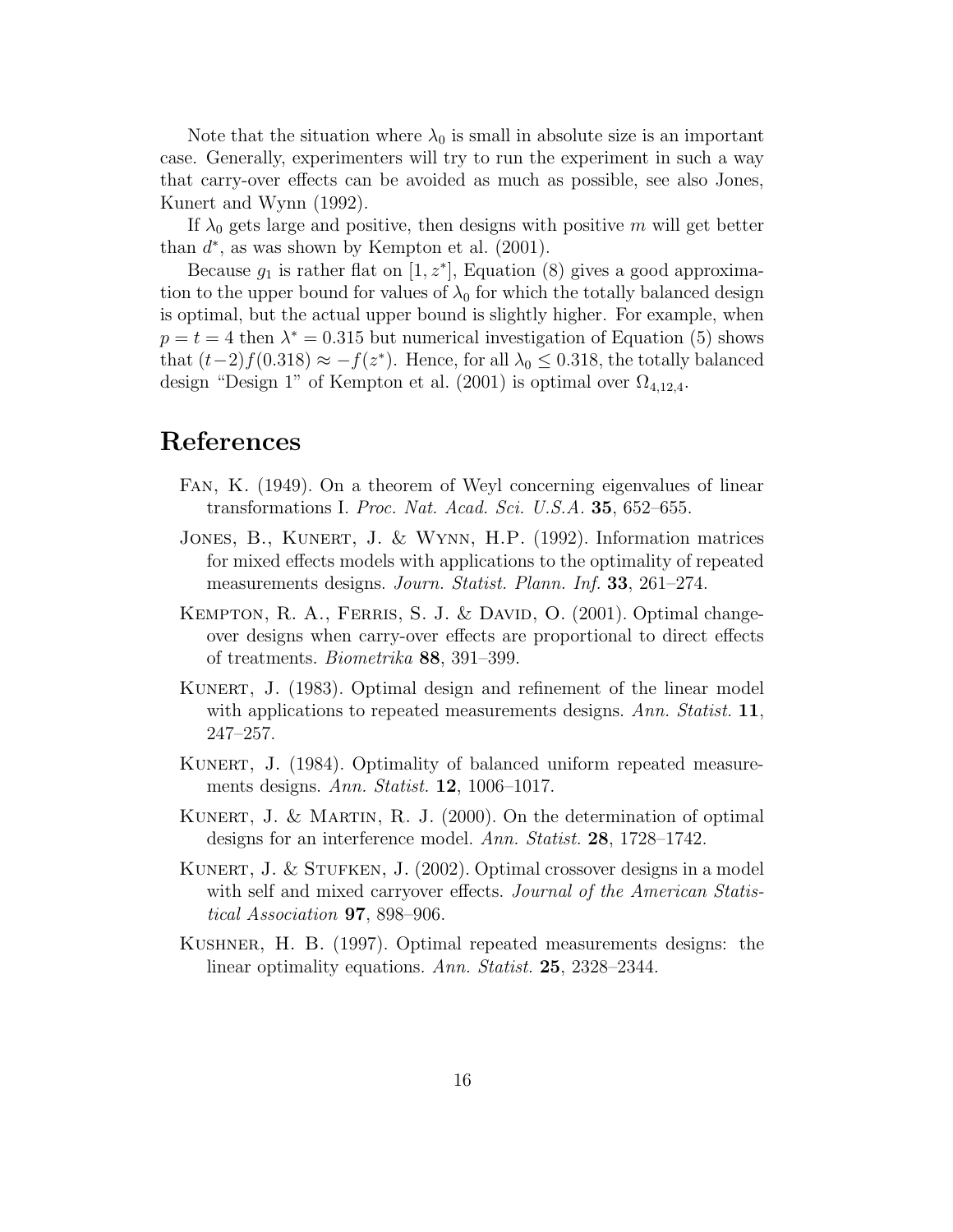Note that the situation where $\lambda_0$ is small in absolute size is an important case. Generally, experimenters will try to run the experiment in such a way that carry-over effects can be avoided as much as possible, see also Jones, Kunert and Wynn (1992).

If $\lambda_0$ gets large and positive, then designs with positive $m$ will get better than $d^*$, as was shown by Kempton et al. (2001).

Because $g_1$ is rather flat on $[1, z^*]$, Equation (8) gives a good approximation to the upper bound for values of $\lambda_0$ for which the totally balanced design is optimal, but the actual upper bound is slightly higher. For example, when $p = t = 4$ then $\lambda^* = 0.315$ but numerical investigation of Equation (5) shows that $(t-2)f(0.318) \approx -f(z^*)$. Hence, for all $\lambda_0 \leq 0.318$, the totally balanced design "Design 1" of Kempton et al. (2001) is optimal over $\Omega_{4,12,4}$.

# References

Fan, K. (1949). On a theorem of Weyl concerning eigenvalues of linear transformations I. *Proc. Nat. Acad. Sci. U.S.A.* **35**, 652–655.

Jones, B., Kunert, J. & Wynn, H.P. (1992). Information matrices for mixed effects models with applications to the optimality of repeated measurements designs. *Journ. Statist. Plann. Inf.* **33**, 261–274.

Kempton, R. A., Ferris, S. J. & David, O. (2001). Optimal change-over designs when carry-over effects are proportional to direct effects of treatments. *Biometrika* **88**, 391–399.

Kunert, J. (1983). Optimal design and refinement of the linear model with applications to repeated measurements designs. *Ann. Statist.* **11**, 247–257.

Kunert, J. (1984). Optimality of balanced uniform repeated measurements designs. *Ann. Statist.* **12**, 1006–1017.

Kunert, J. & Martin, R. J. (2000). On the determination of optimal designs for an interference model. *Ann. Statist.* **28**, 1728–1742.

Kunert, J. & Stufken, J. (2002). Optimal crossover designs in a model with self and mixed carryover effects. *Journal of the American Statistical Association* **97**, 898–906.

Kushner, H. B. (1997). Optimal repeated measurements designs: the linear optimality equations. *Ann. Statist.* **25**, 2328–2344.